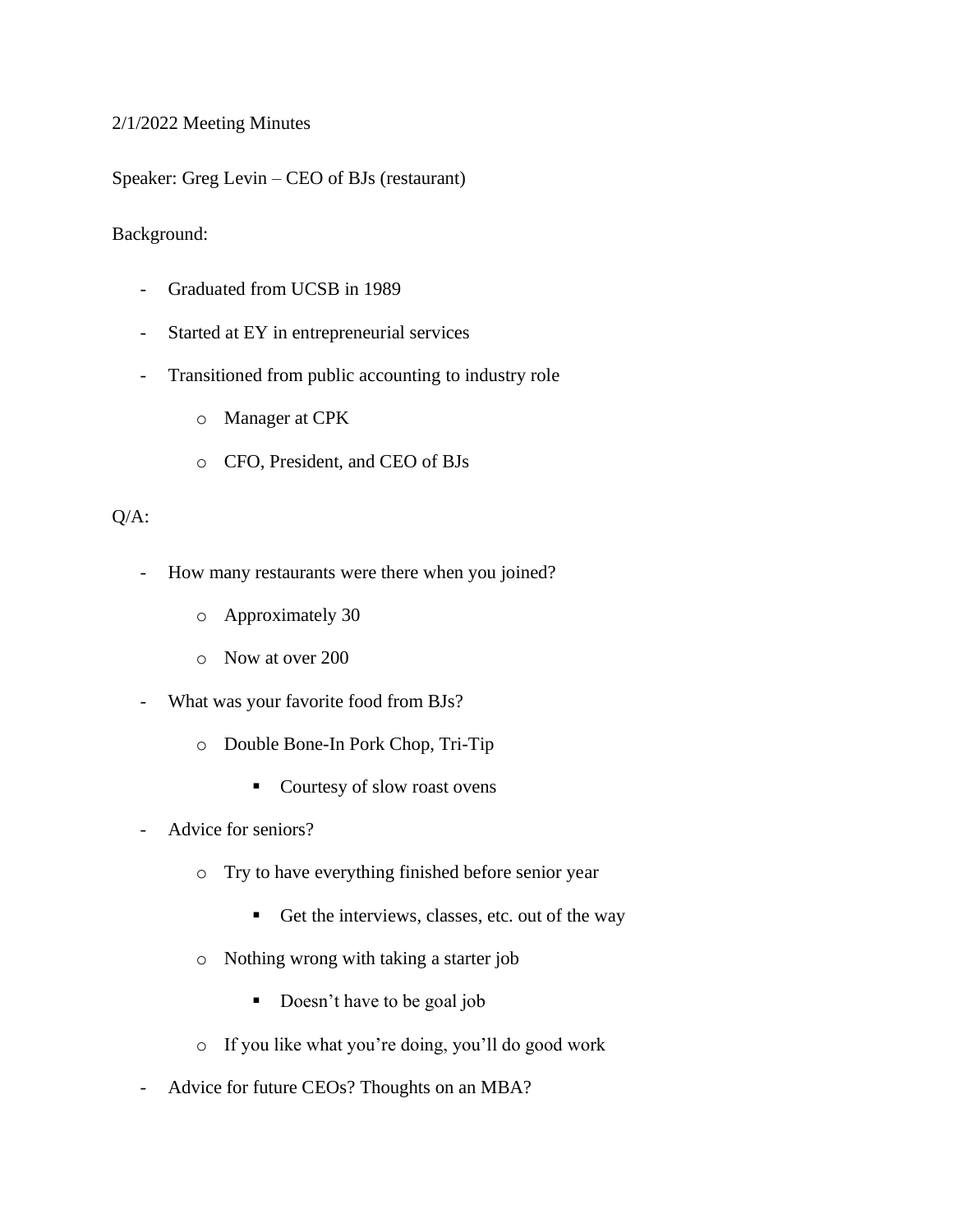2/1/2022 Meeting Minutes

Speaker: Greg Levin – CEO of BJs (restaurant)

Background:

- Graduated from UCSB in 1989
- Started at EY in entrepreneurial services
- Transitioned from public accounting to industry role
  - Manager at CPK
  - CFO, President, and CEO of BJs

Q/A:

- How many restaurants were there when you joined?
  - Approximately 30
  - Now at over 200
- What was your favorite food from BJs?
  - Double Bone-In Pork Chop, Tri-Tip
    - Courtesy of slow roast ovens
- Advice for seniors?
  - Try to have everything finished before senior year
    - Get the interviews, classes, etc. out of the way
  - Nothing wrong with taking a starter job
    - Doesn't have to be goal job
  - If you like what you're doing, you'll do good work
- Advice for future CEOs? Thoughts on an MBA?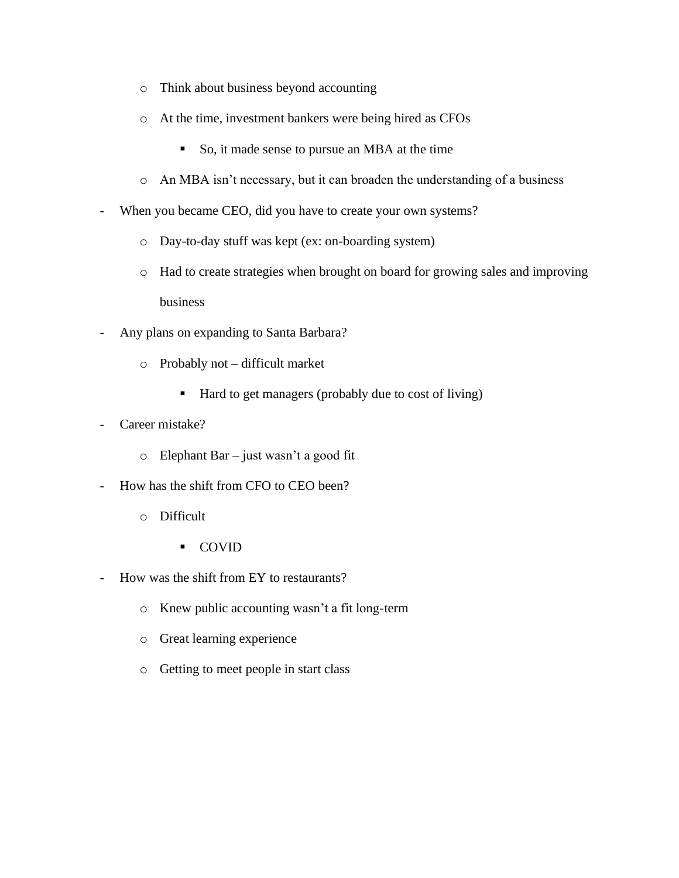- Think about business beyond accounting
  - At the time, investment bankers were being hired as CFOs
    - So, it made sense to pursue an MBA at the time
  - An MBA isn't necessary, but it can broaden the understanding of a business
- When you became CEO, did you have to create your own systems?
  - Day-to-day stuff was kept (ex: on-boarding system)
  - Had to create strategies when brought on board for growing sales and improving business
- Any plans on expanding to Santa Barbara?
  - Probably not – difficult market
    - Hard to get managers (probably due to cost of living)
- Career mistake?
  - Elephant Bar – just wasn't a good fit
- How has the shift from CFO to CEO been?
  - Difficult
    - COVID
- How was the shift from EY to restaurants?
  - Knew public accounting wasn't a fit long-term
  - Great learning experience
  - Getting to meet people in start class